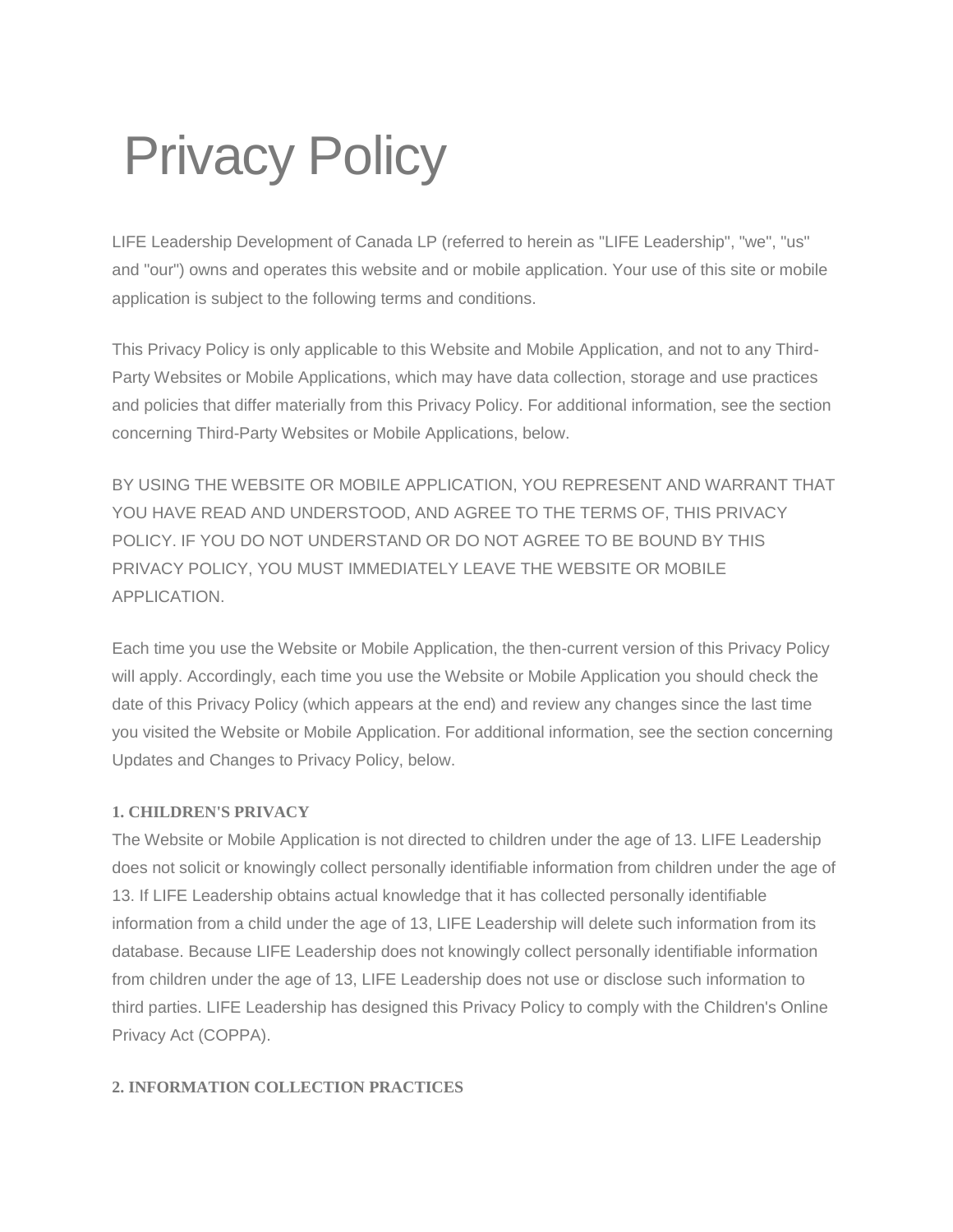# Privacy Policy

LIFE Leadership Development of Canada LP (referred to herein as "LIFE Leadership", "we", "us" and "our") owns and operates this website and or mobile application. Your use of this site or mobile application is subject to the following terms and conditions.

This Privacy Policy is only applicable to this Website and Mobile Application, and not to any Third-Party Websites or Mobile Applications, which may have data collection, storage and use practices and policies that differ materially from this Privacy Policy. For additional information, see the section concerning Third-Party Websites or Mobile Applications, below.

BY USING THE WEBSITE OR MOBILE APPLICATION, YOU REPRESENT AND WARRANT THAT YOU HAVE READ AND UNDERSTOOD, AND AGREE TO THE TERMS OF, THIS PRIVACY POLICY. IF YOU DO NOT UNDERSTAND OR DO NOT AGREE TO BE BOUND BY THIS PRIVACY POLICY, YOU MUST IMMEDIATELY LEAVE THE WEBSITE OR MOBILE APPLICATION.

Each time you use the Website or Mobile Application, the then-current version of this Privacy Policy will apply. Accordingly, each time you use the Website or Mobile Application you should check the date of this Privacy Policy (which appears at the end) and review any changes since the last time you visited the Website or Mobile Application. For additional information, see the section concerning Updates and Changes to Privacy Policy, below.

#### 1. CHILDREN'S PRIVACY

The Website or Mobile Application is not directed to children under the age of 13. LIFE Leadership does not solicit or knowingly collect personally identifiable information from children under the age of 13. If LIFE Leadership obtains actual knowledge that it has collected personally identifiable information from a child under the age of 13, LIFE Leadership will delete such information from its database. Because LIFE Leadership does not knowingly collect personally identifiable information from children under the age of 13, LIFE Leadership does not use or disclose such information to third parties. LIFE Leadership has designed this Privacy Policy to comply with the Children's Online Privacy Act (COPPA).

#### 2. INFORMATION COLLECTION PRACTICES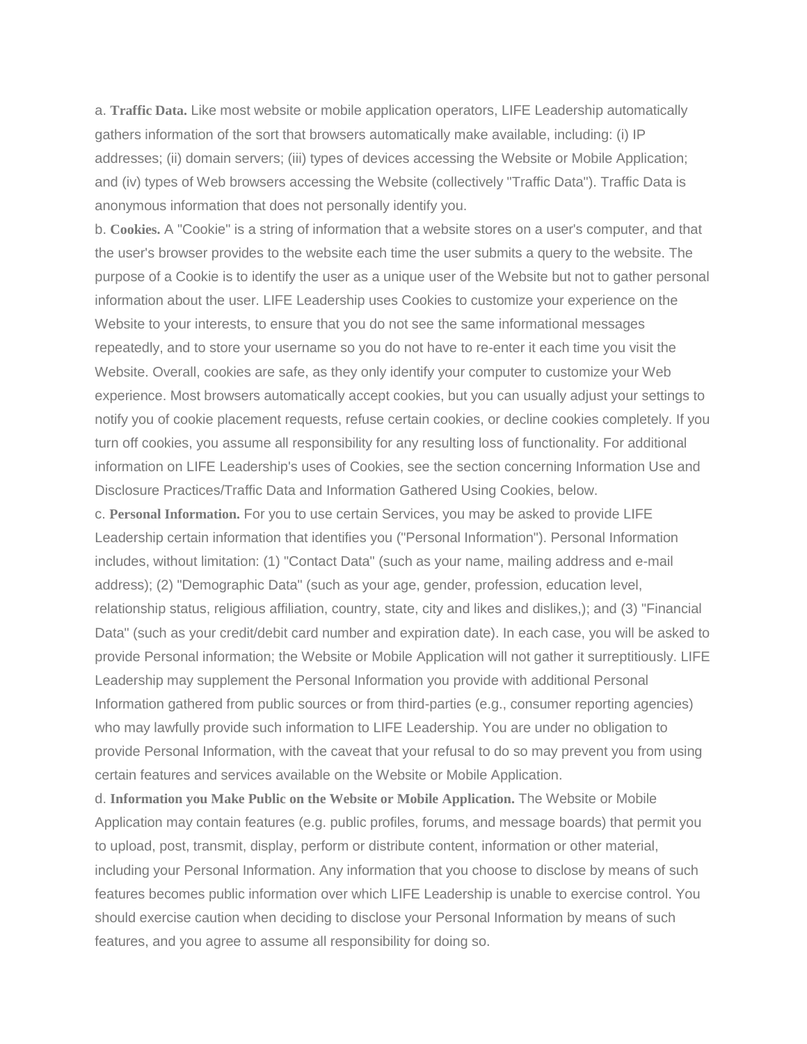a. **Traffic Data.** Like most website or mobile application operators, LIFE Leadership automatically gathers information of the sort that browsers automatically make available, including: (i) IP addresses; (ii) domain servers; (iii) types of devices accessing the Website or Mobile Application; and (iv) types of Web browsers accessing the Website (collectively "Traffic Data"). Traffic Data is anonymous information that does not personally identify you.

b. **Cookies.** A "Cookie" is a string of information that a website stores on a user's computer, and that the user's browser provides to the website each time the user submits a query to the website. The purpose of a Cookie is to identify the user as a unique user of the Website but not to gather personal information about the user. LIFE Leadership uses Cookies to customize your experience on the Website to your interests, to ensure that you do not see the same informational messages repeatedly, and to store your username so you do not have to re-enter it each time you visit the Website. Overall, cookies are safe, as they only identify your computer to customize your Web experience. Most browsers automatically accept cookies, but you can usually adjust your settings to notify you of cookie placement requests, refuse certain cookies, or decline cookies completely. If you turn off cookies, you assume all responsibility for any resulting loss of functionality. For additional information on LIFE Leadership's uses of Cookies, see the section concerning Information Use and Disclosure Practices/Traffic Data and Information Gathered Using Cookies, below.

c. **Personal Information.** For you to use certain Services, you may be asked to provide LIFE Leadership certain information that identifies you ("Personal Information"). Personal Information includes, without limitation: (1) "Contact Data" (such as your name, mailing address and e-mail address); (2) "Demographic Data" (such as your age, gender, profession, education level, relationship status, religious affiliation, country, state, city and likes and dislikes,); and (3) "Financial Data" (such as your credit/debit card number and expiration date). In each case, you will be asked to provide Personal information; the Website or Mobile Application will not gather it surreptitiously. LIFE Leadership may supplement the Personal Information you provide with additional Personal Information gathered from public sources or from third-parties (e.g., consumer reporting agencies) who may lawfully provide such information to LIFE Leadership. You are under no obligation to provide Personal Information, with the caveat that your refusal to do so may prevent you from using certain features and services available on the Website or Mobile Application.

d. **Information you Make Public on the Website or Mobile Application.** The Website or Mobile Application may contain features (e.g. public profiles, forums, and message boards) that permit you to upload, post, transmit, display, perform or distribute content, information or other material, including your Personal Information. Any information that you choose to disclose by means of such features becomes public information over which LIFE Leadership is unable to exercise control. You should exercise caution when deciding to disclose your Personal Information by means of such features, and you agree to assume all responsibility for doing so.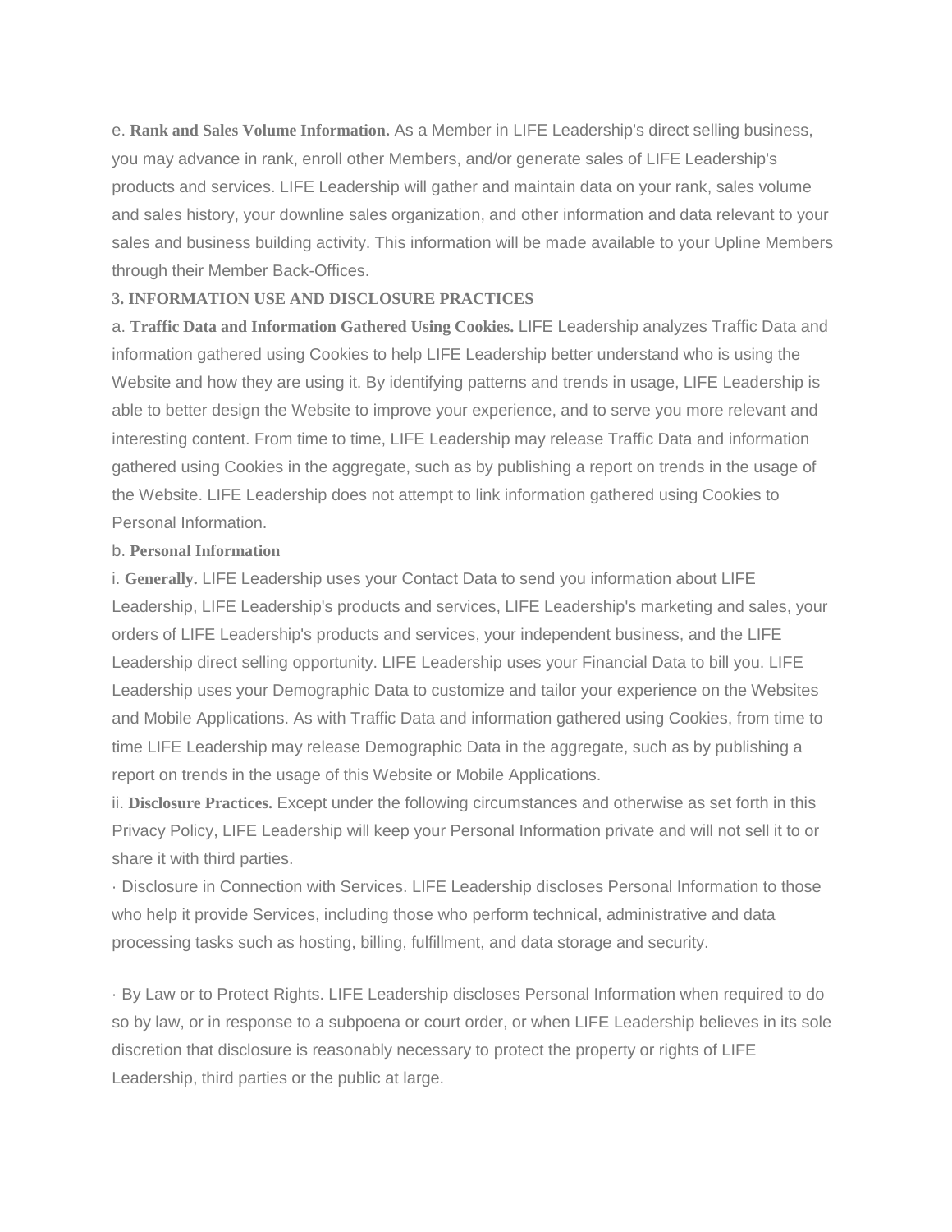e. **Rank and Sales Volume Information.** As a Member in LIFE Leadership's direct selling business, you may advance in rank, enroll other Members, and/or generate sales of LIFE Leadership's products and services. LIFE Leadership will gather and maintain data on your rank, sales volume and sales history, your downline sales organization, and other information and data relevant to your sales and business building activity. This information will be made available to your Upline Members through their Member Back-Offices.

**3. INFORMATION USE AND DISCLOSURE PRACTICES**

a. **Traffic Data and Information Gathered Using Cookies.** LIFE Leadership analyzes Traffic Data and information gathered using Cookies to help LIFE Leadership better understand who is using the Website and how they are using it. By identifying patterns and trends in usage, LIFE Leadership is able to better design the Website to improve your experience, and to serve you more relevant and interesting content. From time to time, LIFE Leadership may release Traffic Data and information gathered using Cookies in the aggregate, such as by publishing a report on trends in the usage of the Website. LIFE Leadership does not attempt to link information gathered using Cookies to Personal Information.

b. **Personal Information**

i. **Generally.** LIFE Leadership uses your Contact Data to send you information about LIFE Leadership, LIFE Leadership's products and services, LIFE Leadership's marketing and sales, your orders of LIFE Leadership's products and services, your independent business, and the LIFE Leadership direct selling opportunity. LIFE Leadership uses your Financial Data to bill you. LIFE Leadership uses your Demographic Data to customize and tailor your experience on the Websites and Mobile Applications. As with Traffic Data and information gathered using Cookies, from time to time LIFE Leadership may release Demographic Data in the aggregate, such as by publishing a report on trends in the usage of this Website or Mobile Applications.

ii. **Disclosure Practices.** Except under the following circumstances and otherwise as set forth in this Privacy Policy, LIFE Leadership will keep your Personal Information private and will not sell it to or share it with third parties.

· Disclosure in Connection with Services. LIFE Leadership discloses Personal Information to those who help it provide Services, including those who perform technical, administrative and data processing tasks such as hosting, billing, fulfillment, and data storage and security.

· By Law or to Protect Rights. LIFE Leadership discloses Personal Information when required to do so by law, or in response to a subpoena or court order, or when LIFE Leadership believes in its sole discretion that disclosure is reasonably necessary to protect the property or rights of LIFE Leadership, third parties or the public at large.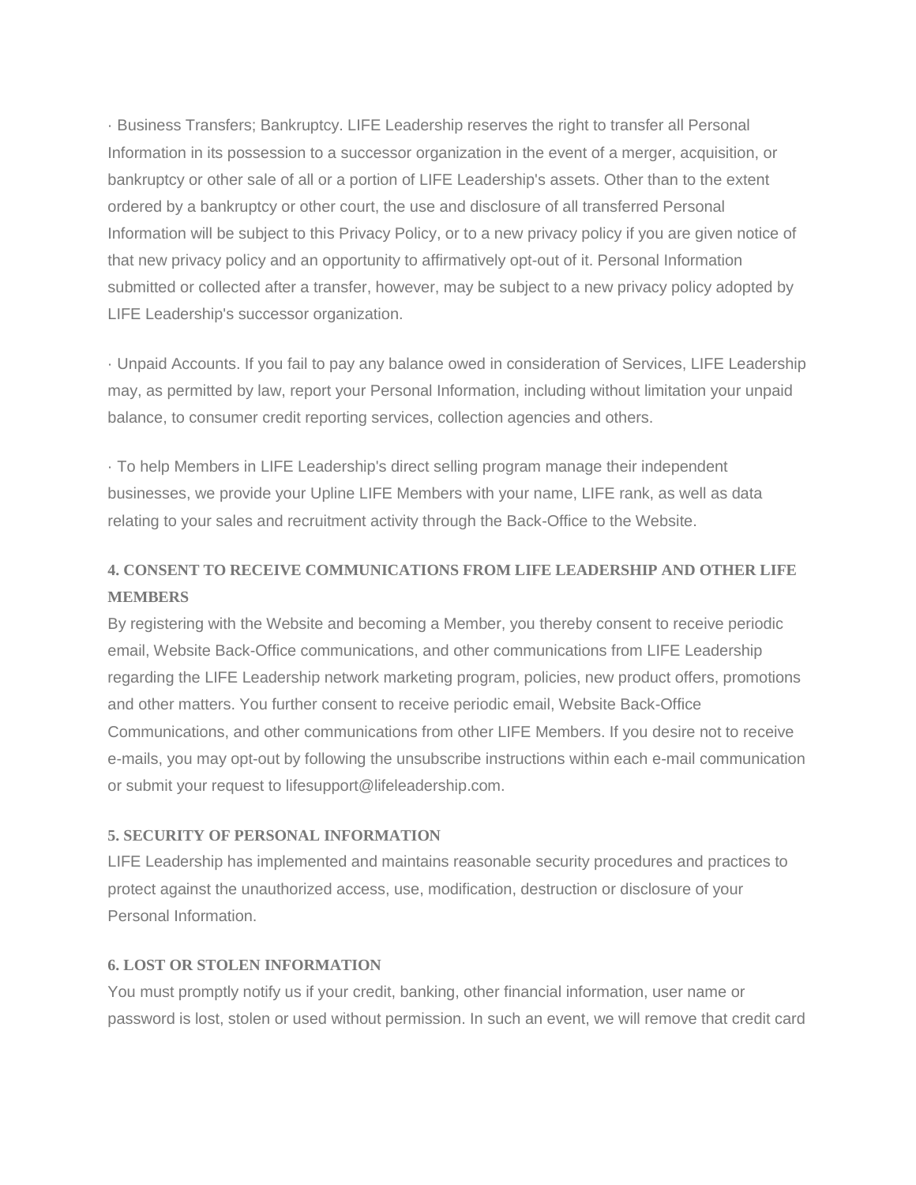· Business Transfers; Bankruptcy. LIFE Leadership reserves the right to transfer all Personal Information in its possession to a successor organization in the event of a merger, acquisition, or bankruptcy or other sale of all or a portion of LIFE Leadership's assets. Other than to the extent ordered by a bankruptcy or other court, the use and disclosure of all transferred Personal Information will be subject to this Privacy Policy, or to a new privacy policy if you are given notice of that new privacy policy and an opportunity to affirmatively opt-out of it. Personal Information submitted or collected after a transfer, however, may be subject to a new privacy policy adopted by LIFE Leadership's successor organization.

· Unpaid Accounts. If you fail to pay any balance owed in consideration of Services, LIFE Leadership may, as permitted by law, report your Personal Information, including without limitation your unpaid balance, to consumer credit reporting services, collection agencies and others.

· To help Members in LIFE Leadership's direct selling program manage their independent businesses, we provide your Upline LIFE Members with your name, LIFE rank, as well as data relating to your sales and recruitment activity through the Back-Office to the Website.

#### 4. CONSENT TO RECEIVE COMMUNICATIONS FROM LIFE LEADERSHIP AND OTHER LIFE MEMBERS

By registering with the Website and becoming a Member, you thereby consent to receive periodic email, Website Back-Office communications, and other communications from LIFE Leadership regarding the LIFE Leadership network marketing program, policies, new product offers, promotions and other matters. You further consent to receive periodic email, Website Back-Office Communications, and other communications from other LIFE Members. If you desire not to receive e-mails, you may opt-out by following the unsubscribe instructions within each e-mail communication or submit your request to lifesupport@lifeleadership.com.

#### 5. SECURITY OF PERSONAL INFORMATION

LIFE Leadership has implemented and maintains reasonable security procedures and practices to protect against the unauthorized access, use, modification, destruction or disclosure of your Personal Information.

#### 6. LOST OR STOLEN INFORMATION

You must promptly notify us if your credit, banking, other financial information, user name or password is lost, stolen or used without permission. In such an event, we will remove that credit card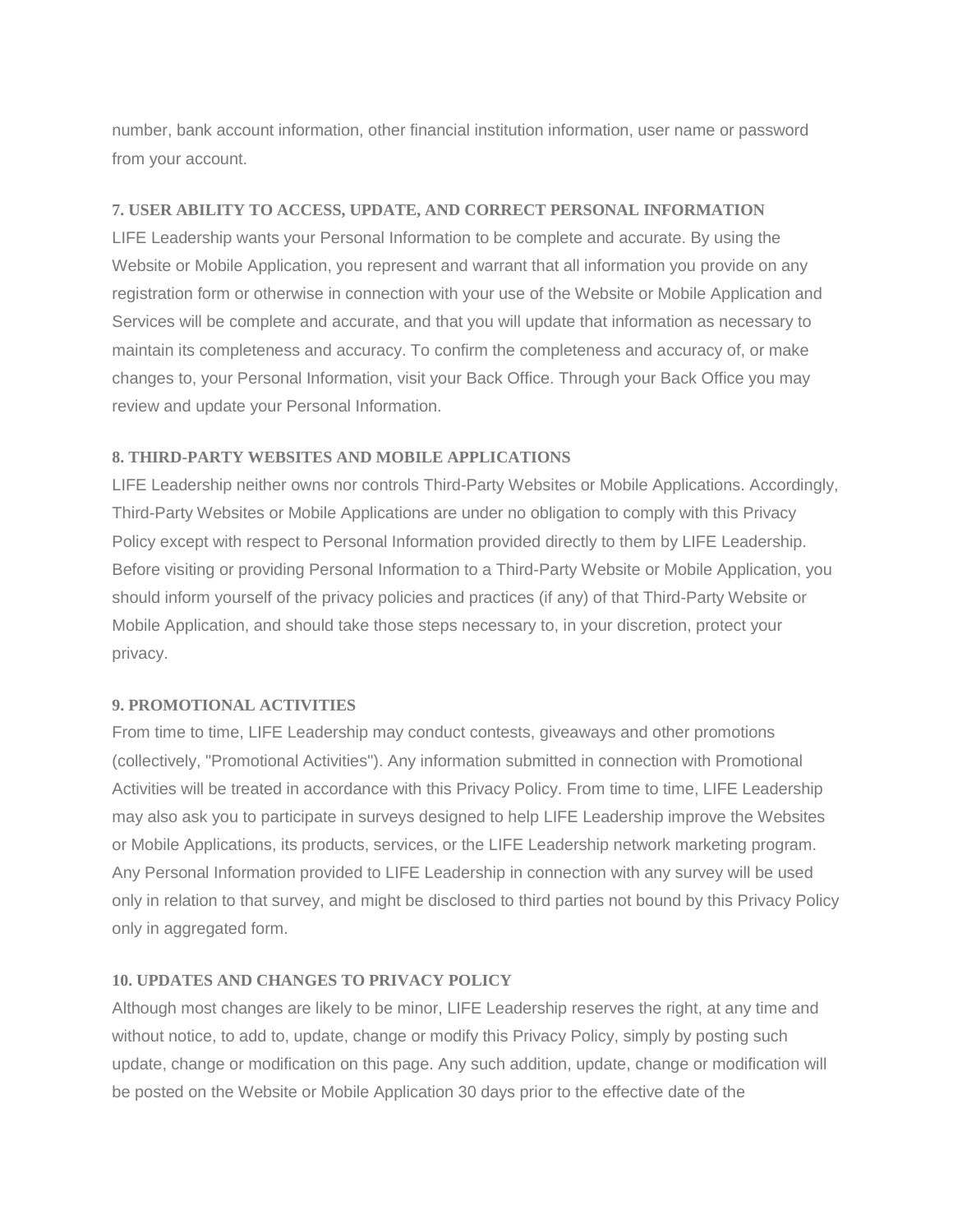number, bank account information, other financial institution information, user name or password from your account.

### 7. USER ABILITY TO ACCESS, UPDATE, AND CORRECT PERSONAL INFORMATION

LIFE Leadership wants your Personal Information to be complete and accurate. By using the Website or Mobile Application, you represent and warrant that all information you provide on any registration form or otherwise in connection with your use of the Website or Mobile Application and Services will be complete and accurate, and that you will update that information as necessary to maintain its completeness and accuracy. To confirm the completeness and accuracy of, or make changes to, your Personal Information, visit your Back Office. Through your Back Office you may review and update your Personal Information.

### 8. THIRD-PARTY WEBSITES AND MOBILE APPLICATIONS

LIFE Leadership neither owns nor controls Third-Party Websites or Mobile Applications. Accordingly, Third-Party Websites or Mobile Applications are under no obligation to comply with this Privacy Policy except with respect to Personal Information provided directly to them by LIFE Leadership. Before visiting or providing Personal Information to a Third-Party Website or Mobile Application, you should inform yourself of the privacy policies and practices (if any) of that Third-Party Website or Mobile Application, and should take those steps necessary to, in your discretion, protect your privacy.

### 9. PROMOTIONAL ACTIVITIES

From time to time, LIFE Leadership may conduct contests, giveaways and other promotions (collectively, "Promotional Activities"). Any information submitted in connection with Promotional Activities will be treated in accordance with this Privacy Policy. From time to time, LIFE Leadership may also ask you to participate in surveys designed to help LIFE Leadership improve the Websites or Mobile Applications, its products, services, or the LIFE Leadership network marketing program. Any Personal Information provided to LIFE Leadership in connection with any survey will be used only in relation to that survey, and might be disclosed to third parties not bound by this Privacy Policy only in aggregated form.

### 10. UPDATES AND CHANGES TO PRIVACY POLICY

Although most changes are likely to be minor, LIFE Leadership reserves the right, at any time and without notice, to add to, update, change or modify this Privacy Policy, simply by posting such update, change or modification on this page. Any such addition, update, change or modification will be posted on the Website or Mobile Application 30 days prior to the effective date of the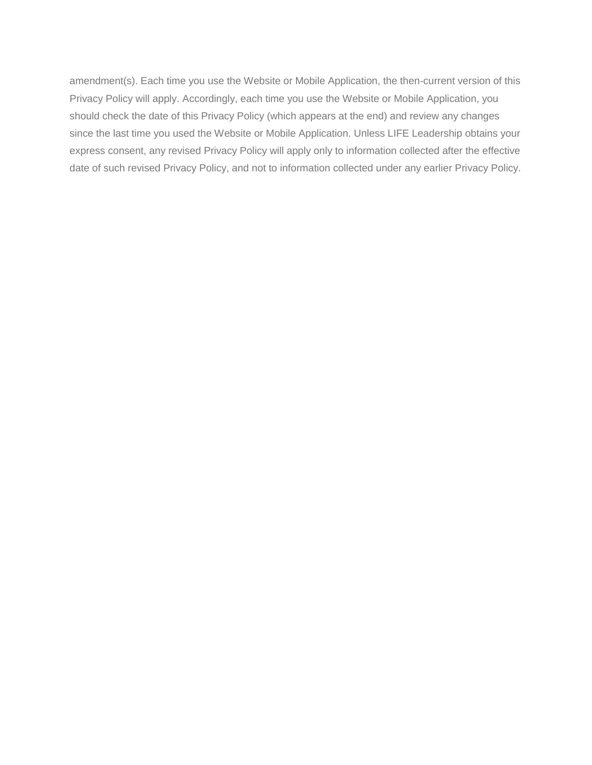amendment(s). Each time you use the Website or Mobile Application, the then-current version of this Privacy Policy will apply. Accordingly, each time you use the Website or Mobile Application, you should check the date of this Privacy Policy (which appears at the end) and review any changes since the last time you used the Website or Mobile Application. Unless LIFE Leadership obtains your express consent, any revised Privacy Policy will apply only to information collected after the effective date of such revised Privacy Policy, and not to information collected under any earlier Privacy Policy.